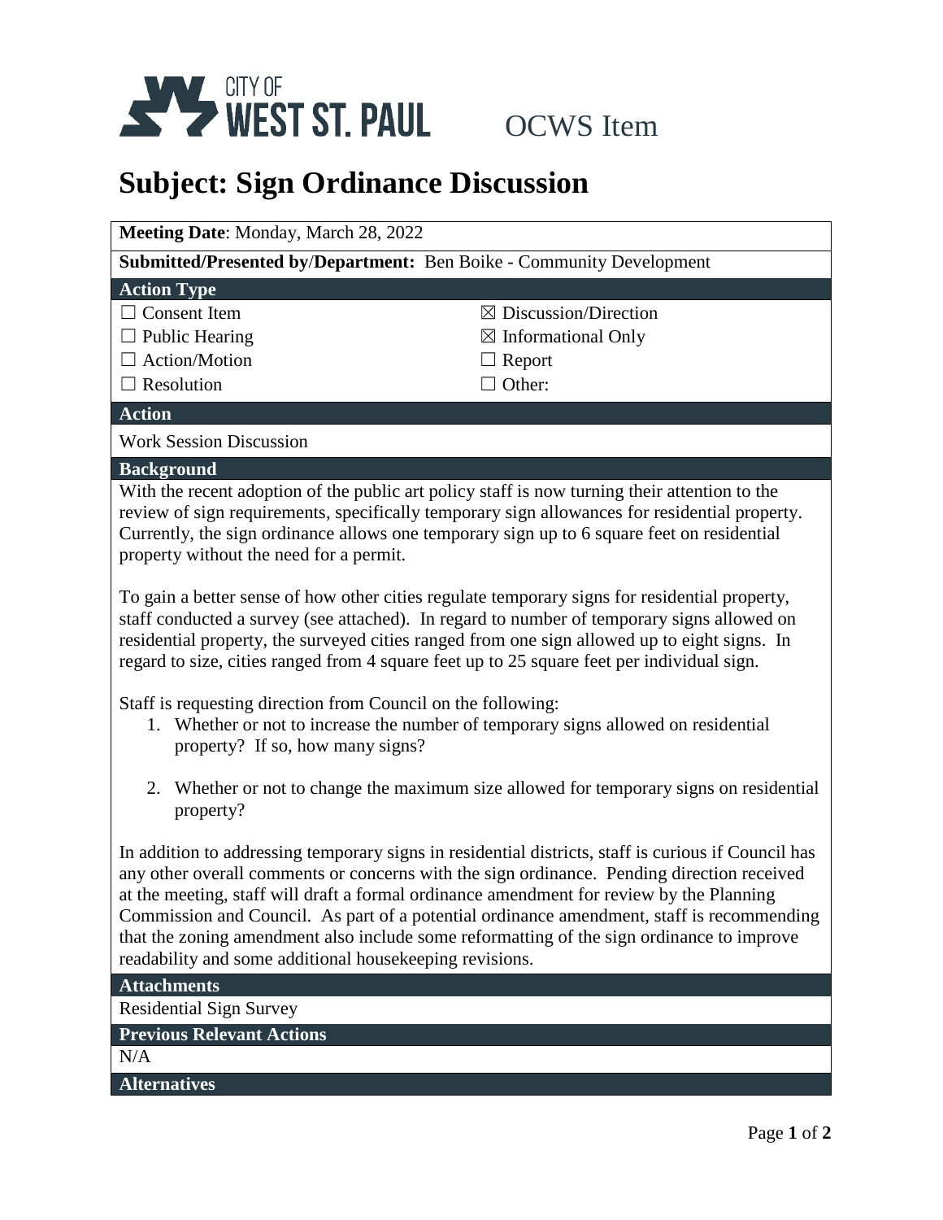CITY OF WEST ST. PAUL

OCWS Item

# Subject: Sign Ordinance Discussion

**Meeting Date**: Monday, March 28, 2022

**Submitted/Presented by/Department:** Ben Boike - Community Development

**Action Type**

| | |
|---|---|
| ☐ Consent Item | ☒ Discussion/Direction |
| ☐ Public Hearing | ☒ Informational Only |
| ☐ Action/Motion | ☐ Report |
| ☐ Resolution | ☐ Other: |

**Action**

Work Session Discussion

**Background**

With the recent adoption of the public art policy staff is now turning their attention to the review of sign requirements, specifically temporary sign allowances for residential property. Currently, the sign ordinance allows one temporary sign up to 6 square feet on residential property without the need for a permit.

To gain a better sense of how other cities regulate temporary signs for residential property, staff conducted a survey (see attached). In regard to number of temporary signs allowed on residential property, the surveyed cities ranged from one sign allowed up to eight signs. In regard to size, cities ranged from 4 square feet up to 25 square feet per individual sign.

Staff is requesting direction from Council on the following:

1. Whether or not to increase the number of temporary signs allowed on residential property? If so, how many signs?

2. Whether or not to change the maximum size allowed for temporary signs on residential property?

In addition to addressing temporary signs in residential districts, staff is curious if Council has any other overall comments or concerns with the sign ordinance. Pending direction received at the meeting, staff will draft a formal ordinance amendment for review by the Planning Commission and Council. As part of a potential ordinance amendment, staff is recommending that the zoning amendment also include some reformatting of the sign ordinance to improve readability and some additional housekeeping revisions.

**Attachments**

Residential Sign Survey

**Previous Relevant Actions**

N/A

**Alternatives**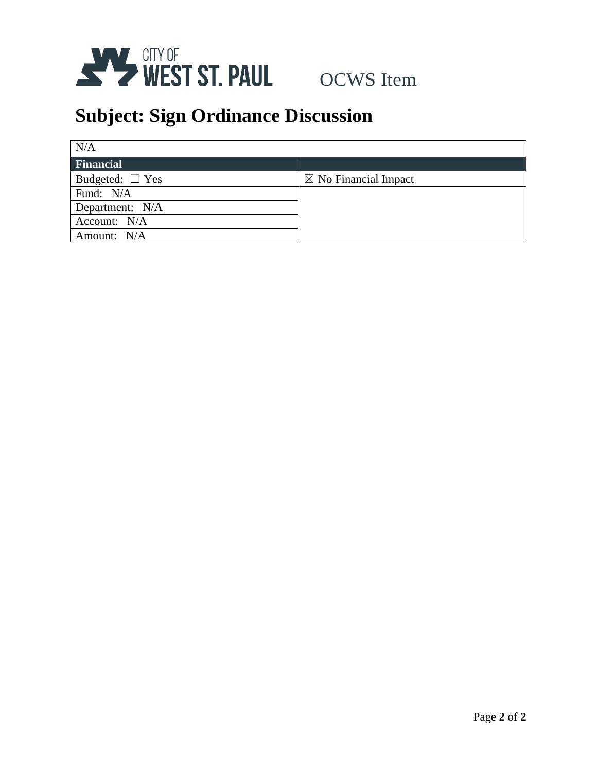OCWS Item

# Subject: Sign Ordinance Discussion

| | |
|---|---|
| N/A | |
| **Financial** | |
| Budgeted: ☐ Yes | ☒ No Financial Impact |
| Fund: N/A | |
| Department: N/A | |
| Account: N/A | |
| Amount: N/A | |